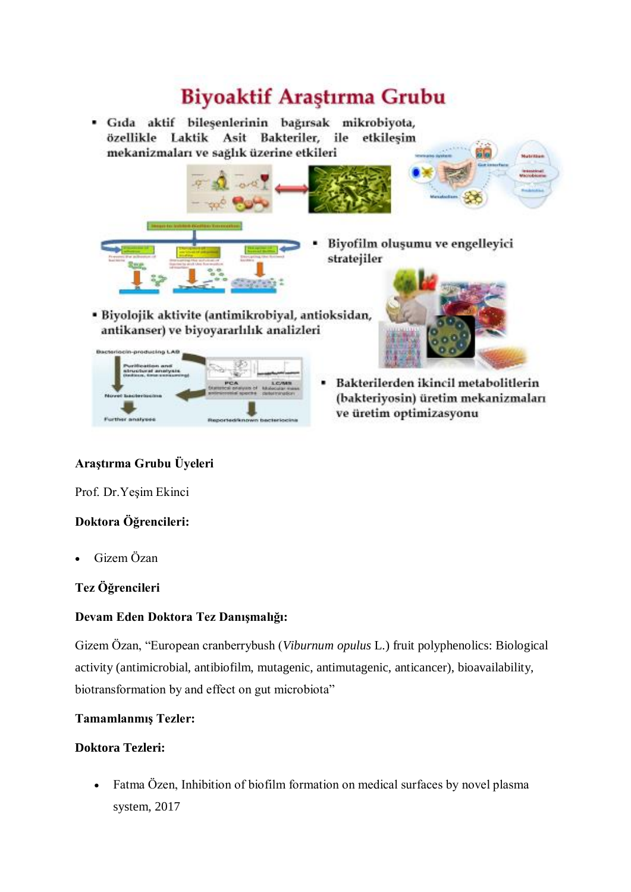# Biyoaktif Araştırma Grubu

- Gıda aktif bileşenlerinin bağırsak mikrobiyota, özellikle Laktik Asit Bakteriler, ile etkileşim mekanizmaları ve sağlık üzerine etkileri
- Biyofilm oluşumu ve engelleyici stratejiler
- Biyolojik aktivite (antimikrobiyal, antioksidan, antikanser) ve biyoyararlılık analizleri
- Bakterilerden ikincil metabolitlerin (bakteriyosin) üretim mekanizmaları ve üretim optimizasyonu

**Araştırma Grubu Üyeleri**

Prof. Dr.Yeşim Ekinci

**Doktora Öğrencileri:**

- Gizem Özan

**Tez Öğrencileri**

**Devam Eden Doktora Tez Danışmalığı:**

Gizem Özan, "European cranberrybush (*Viburnum opulus* L.) fruit polyphenolics: Biological activity (antimicrobial, antibiofilm, mutagenic, antimutagenic, anticancer), bioavailability, biotransformation by and effect on gut microbiota"

**Tamamlanmış Tezler:**

**Doktora Tezleri:**

- Fatma Özen, Inhibition of biofilm formation on medical surfaces by novel plasma system, 2017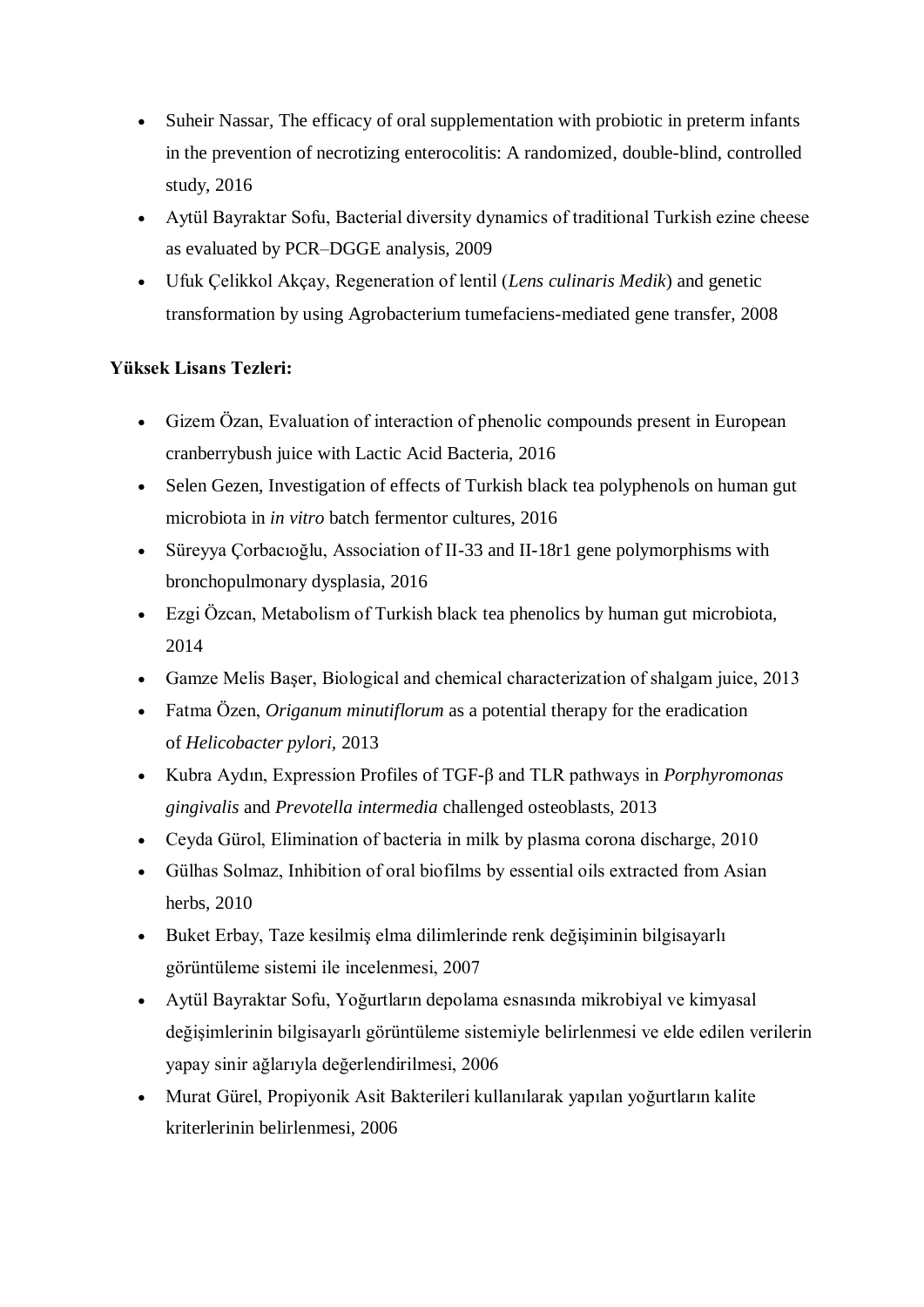- Suheir Nassar, The efficacy of oral supplementation with probiotic in preterm infants in the prevention of necrotizing enterocolitis: A randomized, double-blind, controlled study, 2016
- Aytül Bayraktar Sofu, Bacterial diversity dynamics of traditional Turkish ezine cheese as evaluated by PCR–DGGE analysis, 2009
- Ufuk Çelikkol Akçay, Regeneration of lentil (*Lens culinaris Medik*) and genetic transformation by using Agrobacterium tumefaciens-mediated gene transfer, 2008

**Yüksek Lisans Tezleri:**

- Gizem Özan, Evaluation of interaction of phenolic compounds present in European cranberrybush juice with Lactic Acid Bacteria, 2016
- Selen Gezen, Investigation of effects of Turkish black tea polyphenols on human gut microbiota in *in vitro* batch fermentor cultures, 2016
- Süreyya Çorbacıoğlu, Association of Il-33 and Il-18r1 gene polymorphisms with bronchopulmonary dysplasia, 2016
- Ezgi Özcan, Metabolism of Turkish black tea phenolics by human gut microbiota, 2014
- Gamze Melis Başer, Biological and chemical characterization of shalgam juice, 2013
- Fatma Özen, *Origanum minutiflorum* as a potential therapy for the eradication of *Helicobacter pylori,* 2013
- Kubra Aydın, Expression Profiles of TGF-β and TLR pathways in *Porphyromonas gingivalis* and *Prevotella intermedia* challenged osteoblasts, 2013
- Ceyda Gürol, Elimination of bacteria in milk by plasma corona discharge, 2010
- Gülhas Solmaz, Inhibition of oral biofilms by essential oils extracted from Asian herbs, 2010
- Buket Erbay, Taze kesilmiş elma dilimlerinde renk değişiminin bilgisayarlı görüntüleme sistemi ile incelenmesi, 2007
- Aytül Bayraktar Sofu, Yoğurtların depolama esnasında mikrobiyal ve kimyasal değişimlerinin bilgisayarlı görüntüleme sistemiyle belirlenmesi ve elde edilen verilerin yapay sinir ağlarıyla değerlendirilmesi, 2006
- Murat Gürel, Propiyonik Asit Bakterileri kullanılarak yapılan yoğurtların kalite kriterlerinin belirlenmesi, 2006